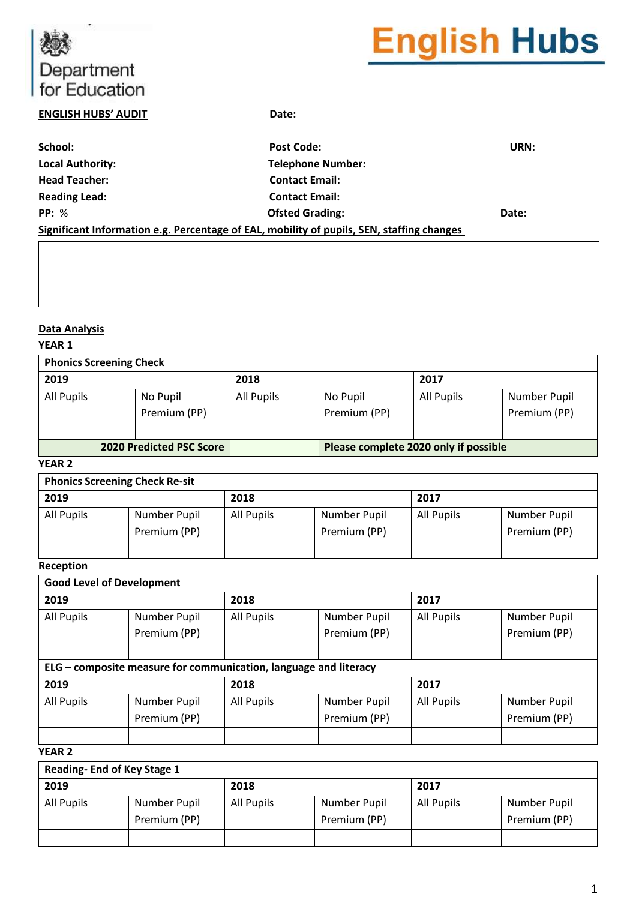Department for Education

English Hubs

**ENGLISH HUBS' AUDIT** **Date:**

**School:** **Post Code:** **URN:**
**Local Authority:** **Telephone Number:**
**Head Teacher:** **Contact Email:**
**Reading Lead:** **Contact Email:**
**PP:** % **Ofsted Grading:** **Date:**

**Significant Information e.g. Percentage of EAL, mobility of pupils, SEN, staffing changes**

## Data Analysis

**YEAR 1**

| **Phonics Screening Check** | | | | | |
|---|---|---|---|---|---|
| **2019** | | **2018** | | **2017** | |
| All Pupils | No Pupil Premium (PP) | All Pupils | No Pupil Premium (PP) | All Pupils | Number Pupil Premium (PP) |
| | | | | | |
| **2020 Predicted PSC Score** | | | **Please complete 2020 only if possible** | | |

**YEAR 2**

| **Phonics Screening Check Re-sit** | | | | | |
|---|---|---|---|---|---|
| **2019** | | **2018** | | **2017** | |
| All Pupils | Number Pupil Premium (PP) | All Pupils | Number Pupil Premium (PP) | All Pupils | Number Pupil Premium (PP) |
| | | | | | |

**Reception**

| **Good Level of Development** | | | | | |
|---|---|---|---|---|---|
| **2019** | | **2018** | | **2017** | |
| All Pupils | Number Pupil Premium (PP) | All Pupils | Number Pupil Premium (PP) | All Pupils | Number Pupil Premium (PP) |
| | | | | | |
| **ELG – composite measure for communication, language and literacy** | | | | | |
| **2019** | | **2018** | | **2017** | |
| All Pupils | Number Pupil Premium (PP) | All Pupils | Number Pupil Premium (PP) | All Pupils | Number Pupil Premium (PP) |
| | | | | | |

**YEAR 2**

| **Reading- End of Key Stage 1** | | | | | |
|---|---|---|---|---|---|
| **2019** | | **2018** | | **2017** | |
| All Pupils | Number Pupil Premium (PP) | All Pupils | Number Pupil Premium (PP) | All Pupils | Number Pupil Premium (PP) |
| | | | | | |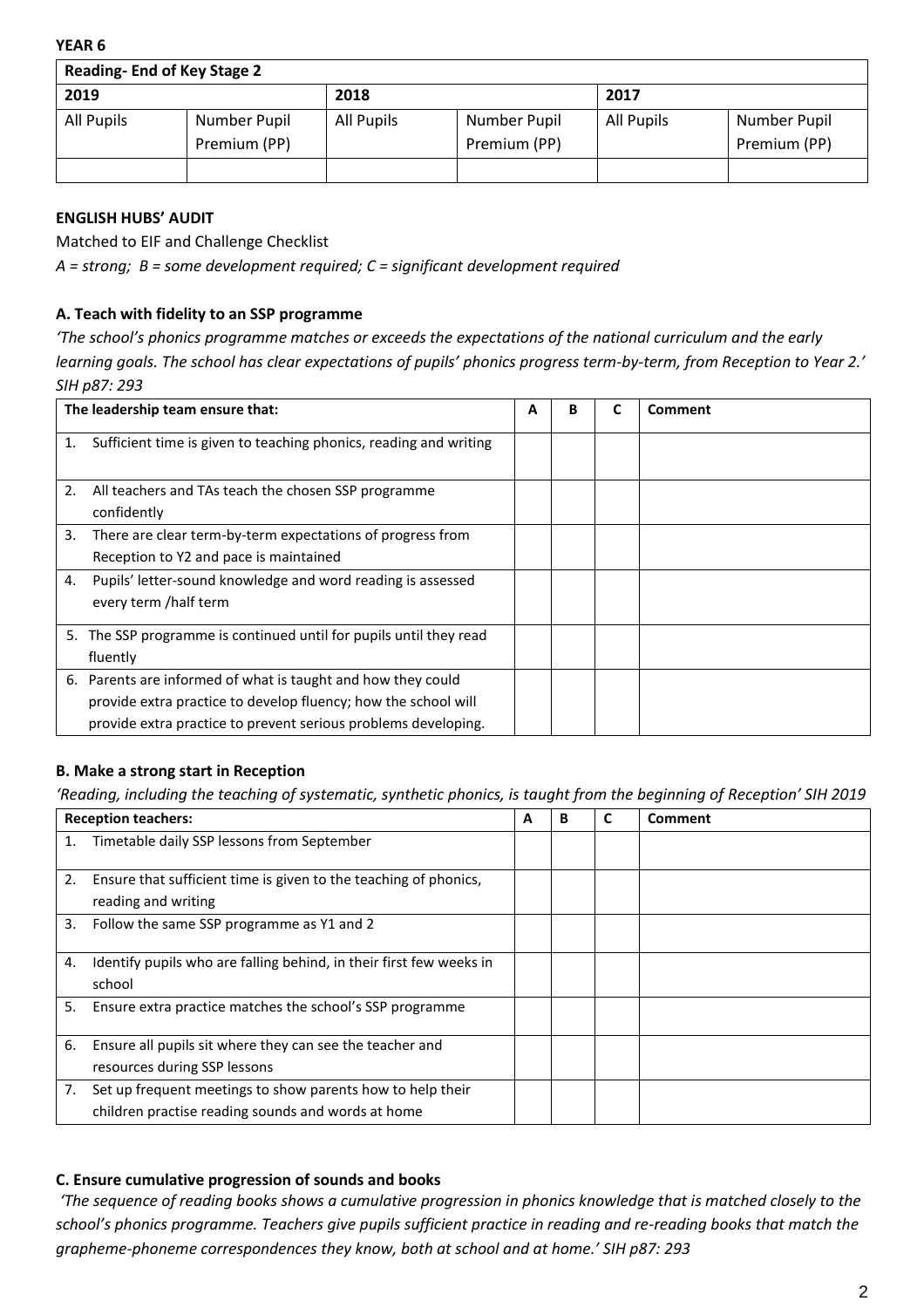**YEAR 6**

| Reading- End of Key Stage 2 | | | | | |
|---|---|---|---|---|---|
| **2019** | | **2018** | | **2017** | |
| All Pupils | Number Pupil Premium (PP) | All Pupils | Number Pupil Premium (PP) | All Pupils | Number Pupil Premium (PP) |
| | | | | | |

**ENGLISH HUBS' AUDIT**

Matched to EIF and Challenge Checklist

*A = strong; B = some development required; C = significant development required*

### A. Teach with fidelity to an SSP programme

*'The school's phonics programme matches or exceeds the expectations of the national curriculum and the early learning goals. The school has clear expectations of pupils' phonics progress term-by-term, from Reception to Year 2.' SIH p87: 293*

| The leadership team ensure that: | A | B | C | Comment |
|---|---|---|---|---|
| 1. Sufficient time is given to teaching phonics, reading and writing | | | | |
| 2. All teachers and TAs teach the chosen SSP programme confidently | | | | |
| 3. There are clear term-by-term expectations of progress from Reception to Y2 and pace is maintained | | | | |
| 4. Pupils' letter-sound knowledge and word reading is assessed every term /half term | | | | |
| 5. The SSP programme is continued until for pupils until they read fluently | | | | |
| 6. Parents are informed of what is taught and how they could provide extra practice to develop fluency; how the school will provide extra practice to prevent serious problems developing. | | | | |

### B. Make a strong start in Reception

*'Reading, including the teaching of systematic, synthetic phonics, is taught from the beginning of Reception' SIH 2019*

| Reception teachers: | A | B | C | Comment |
|---|---|---|---|---|
| 1. Timetable daily SSP lessons from September | | | | |
| 2. Ensure that sufficient time is given to the teaching of phonics, reading and writing | | | | |
| 3. Follow the same SSP programme as Y1 and 2 | | | | |
| 4. Identify pupils who are falling behind, in their first few weeks in school | | | | |
| 5. Ensure extra practice matches the school's SSP programme | | | | |
| 6. Ensure all pupils sit where they can see the teacher and resources during SSP lessons | | | | |
| 7. Set up frequent meetings to show parents how to help their children practise reading sounds and words at home | | | | |

### C. Ensure cumulative progression of sounds and books

*'The sequence of reading books shows a cumulative progression in phonics knowledge that is matched closely to the school's phonics programme. Teachers give pupils sufficient practice in reading and re-reading books that match the grapheme-phoneme correspondences they know, both at school and at home.' SIH p87: 293*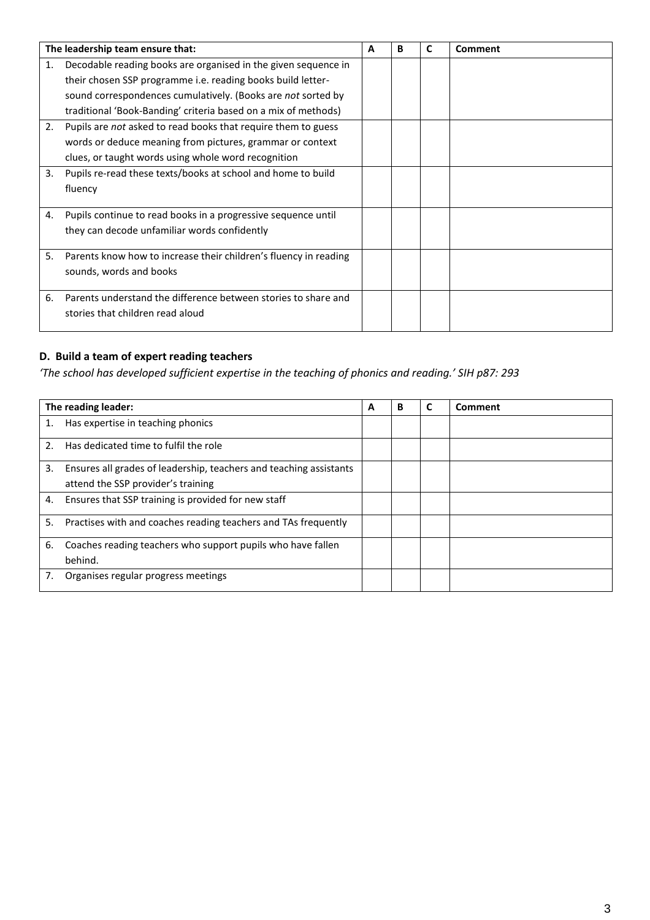| The leadership team ensure that: | A | B | C | Comment |
|---|---|---|---|---|
| 1. Decodable reading books are organised in the given sequence in their chosen SSP programme i.e. reading books build letter-sound correspondences cumulatively. (Books are *not* sorted by traditional 'Book-Banding' criteria based on a mix of methods) | | | | |
| 2. Pupils are *not* asked to read books that require them to guess words or deduce meaning from pictures, grammar or context clues, or taught words using whole word recognition | | | | |
| 3. Pupils re-read these texts/books at school and home to build fluency | | | | |
| 4. Pupils continue to read books in a progressive sequence until they can decode unfamiliar words confidently | | | | |
| 5. Parents know how to increase their children's fluency in reading sounds, words and books | | | | |
| 6. Parents understand the difference between stories to share and stories that children read aloud | | | | |

### D. Build a team of expert reading teachers

*'The school has developed sufficient expertise in the teaching of phonics and reading.' SIH p87: 293*

| The reading leader: | A | B | C | Comment |
|---|---|---|---|---|
| 1. Has expertise in teaching phonics | | | | |
| 2. Has dedicated time to fulfil the role | | | | |
| 3. Ensures all grades of leadership, teachers and teaching assistants attend the SSP provider's training | | | | |
| 4. Ensures that SSP training is provided for new staff | | | | |
| 5. Practises with and coaches reading teachers and TAs frequently | | | | |
| 6. Coaches reading teachers who support pupils who have fallen behind. | | | | |
| 7. Organises regular progress meetings | | | | |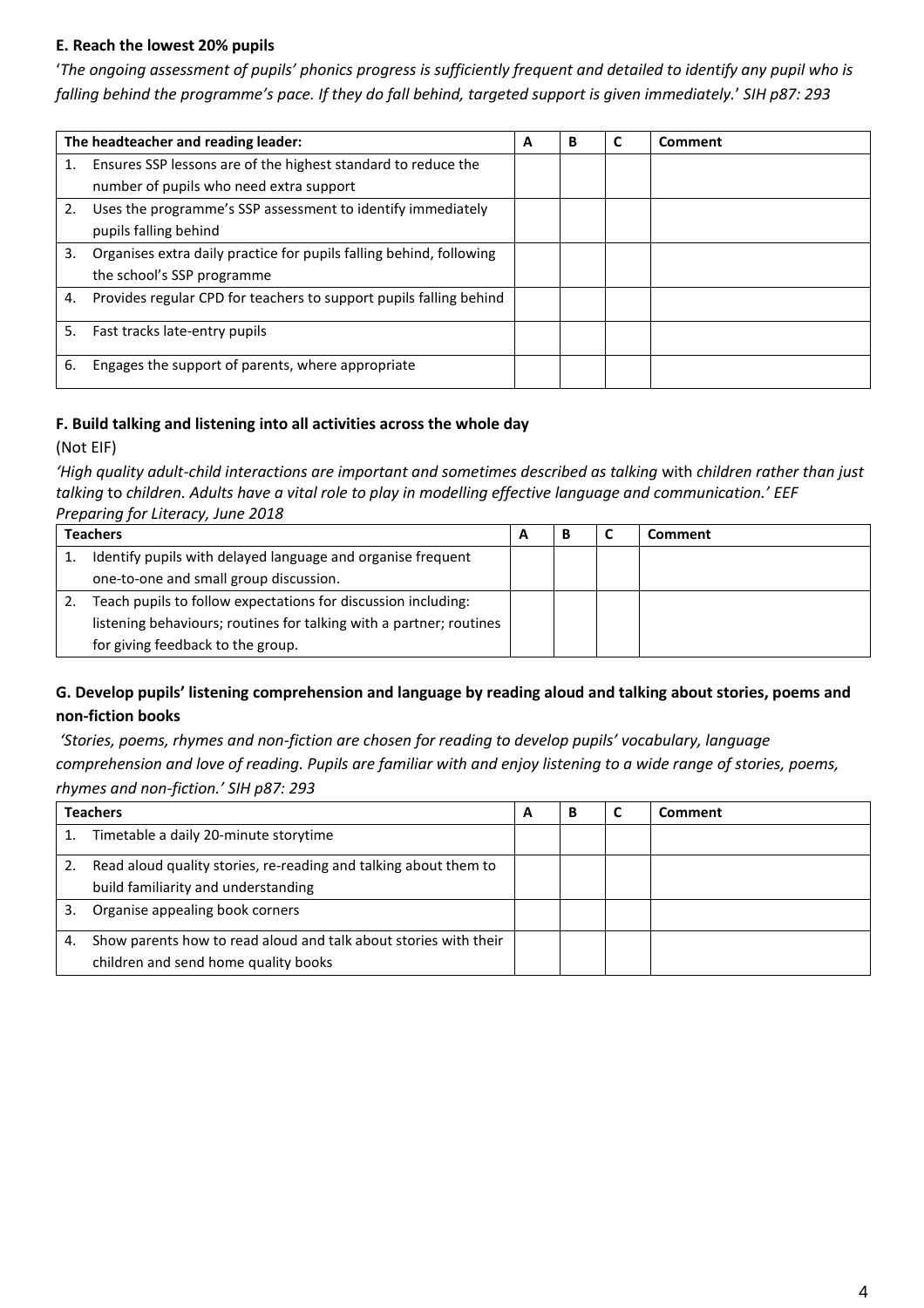**E. Reach the lowest 20% pupils**

'*The ongoing assessment of pupils' phonics progress is sufficiently frequent and detailed to identify any pupil who is falling behind the programme's pace. If they do fall behind, targeted support is given immediately.*' *SIH p87: 293*

| The headteacher and reading leader: | A | B | C | Comment |
|---|---|---|---|---|
| 1. Ensures SSP lessons are of the highest standard to reduce the number of pupils who need extra support | | | | |
| 2. Uses the programme's SSP assessment to identify immediately pupils falling behind | | | | |
| 3. Organises extra daily practice for pupils falling behind, following the school's SSP programme | | | | |
| 4. Provides regular CPD for teachers to support pupils falling behind | | | | |
| 5. Fast tracks late-entry pupils | | | | |
| 6. Engages the support of parents, where appropriate | | | | |

**F. Build talking and listening into all activities across the whole day**

(Not EIF)

*'High quality adult-child interactions are important and sometimes described as talking* with *children rather than just talking* to *children. Adults have a vital role to play in modelling effective language and communication.' EEF Preparing for Literacy, June 2018*

| Teachers | A | B | C | Comment |
|---|---|---|---|---|
| 1. Identify pupils with delayed language and organise frequent one-to-one and small group discussion. | | | | |
| 2. Teach pupils to follow expectations for discussion including: listening behaviours; routines for talking with a partner; routines for giving feedback to the group. | | | | |

**G. Develop pupils' listening comprehension and language by reading aloud and talking about stories, poems and non-fiction books**

*'Stories, poems, rhymes and non-fiction are chosen for reading to develop pupils' vocabulary, language comprehension and love of reading. Pupils are familiar with and enjoy listening to a wide range of stories, poems, rhymes and non-fiction.' SIH p87: 293*

| Teachers | A | B | C | Comment |
|---|---|---|---|---|
| 1. Timetable a daily 20-minute storytime | | | | |
| 2. Read aloud quality stories, re-reading and talking about them to build familiarity and understanding | | | | |
| 3. Organise appealing book corners | | | | |
| 4. Show parents how to read aloud and talk about stories with their children and send home quality books | | | | |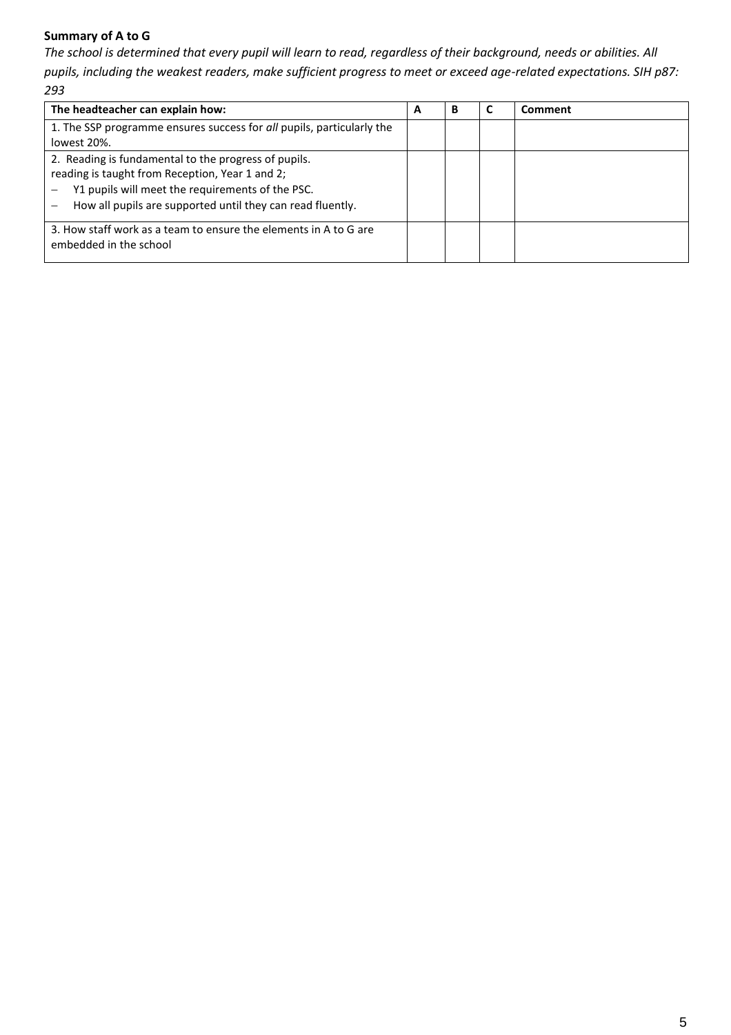**Summary of A to G**

*The school is determined that every pupil will learn to read, regardless of their background, needs or abilities. All pupils, including the weakest readers, make sufficient progress to meet or exceed age-related expectations. SIH p87: 293*

| The headteacher can explain how: | A | B | C | Comment |
|---|---|---|---|---|
| 1. The SSP programme ensures success for *all* pupils, particularly the lowest 20%. | | | | |
| 2. Reading is fundamental to the progress of pupils.<br>reading is taught from Reception, Year 1 and 2;<br>– Y1 pupils will meet the requirements of the PSC.<br>– How all pupils are supported until they can read fluently. | | | | |
| 3. How staff work as a team to ensure the elements in A to G are embedded in the school | | | | |